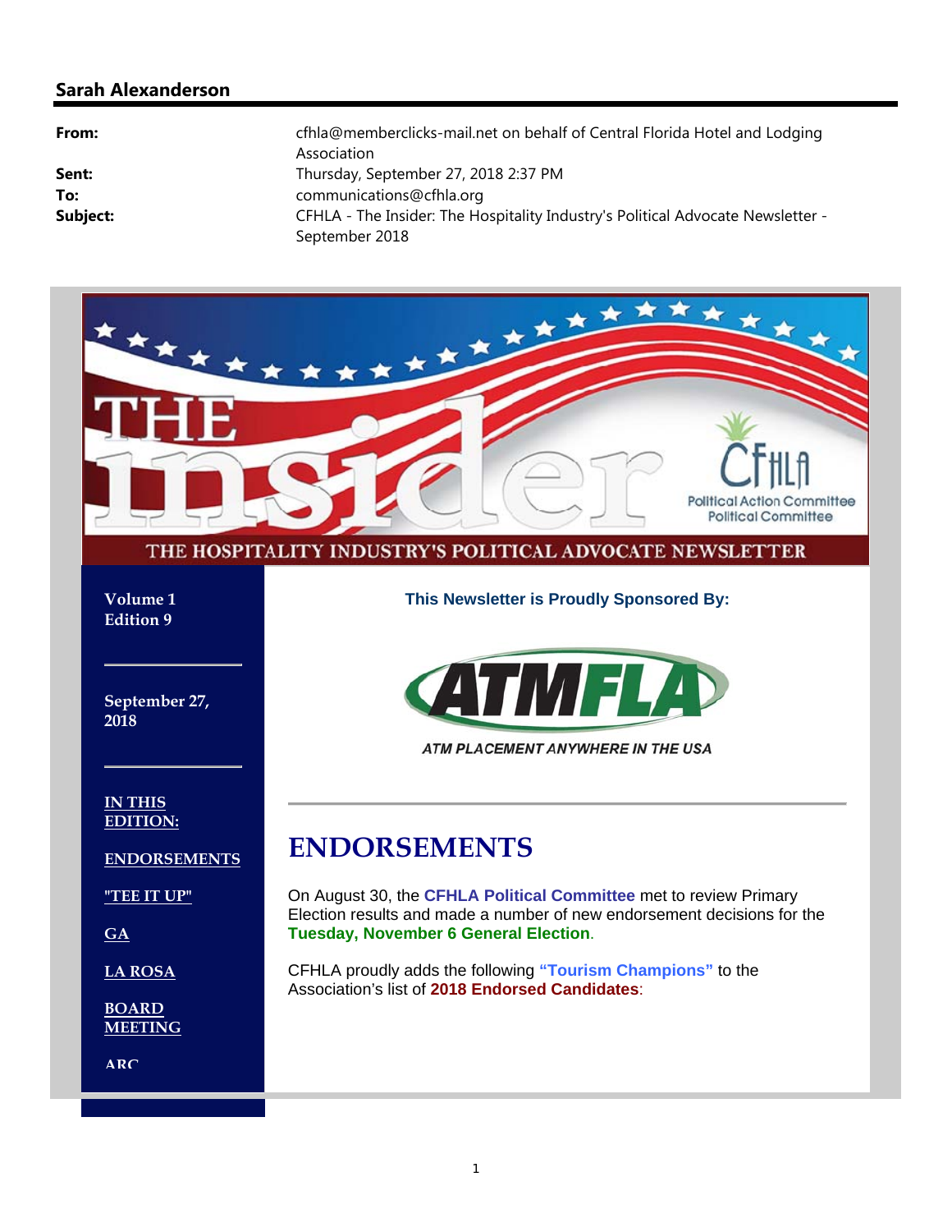## Sarah Alexanderson

**From:** cfhla@memberclicks-mail.net on behalf of Central Florida Hotel and Lodging Association
**Sent:** Thursday, September 27, 2018 2:37 PM
**To:** communications@cfhla.org
**Subject:** CFHLA - The Insider: The Hospitality Industry's Political Advocate Newsletter - September 2018

THE insider

CFHLA Political Action Committee Political Committee

THE HOSPITALITY INDUSTRY'S POLITICAL ADVOCATE NEWSLETTER

**Volume 1**
**Edition 9**

**September 27, 2018**

**IN THIS EDITION:**

**ENDORSEMENTS**

**"TEE IT UP"**

**GA**

**LA ROSA**

**BOARD MEETING**

**ARC**

**This Newsletter is Proudly Sponsored By:**

ATMFLA

ATM PLACEMENT ANYWHERE IN THE USA

# ENDORSEMENTS

On August 30, the **CFHLA Political Committee** met to review Primary Election results and made a number of new endorsement decisions for the **Tuesday, November 6 General Election**.

CFHLA proudly adds the following **"Tourism Champions"** to the Association's list of **2018 Endorsed Candidates**: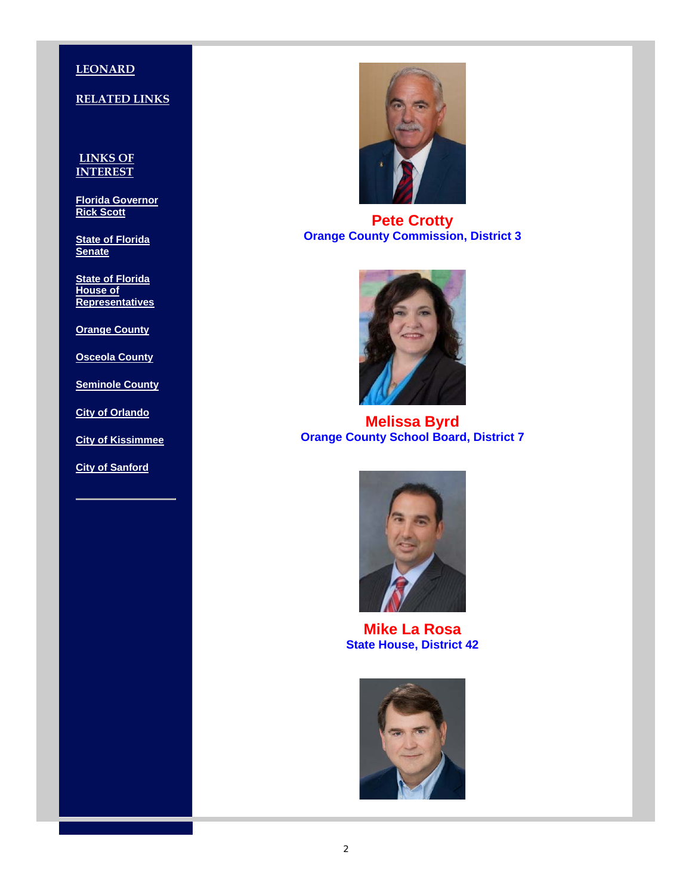**LEONARD**

**RELATED LINKS**

**LINKS OF INTEREST**

**Florida Governor Rick Scott**

**State of Florida Senate**

**State of Florida House of Representatives**

**Orange County**

**Osceola County**

**Seminole County**

**City of Orlando**

**City of Kissimmee**

**City of Sanford**

---

**Pete Crotty**
**Orange County Commission, District 3**

**Melissa Byrd**
**Orange County School Board, District 7**

**Mike La Rosa**
**State House, District 42**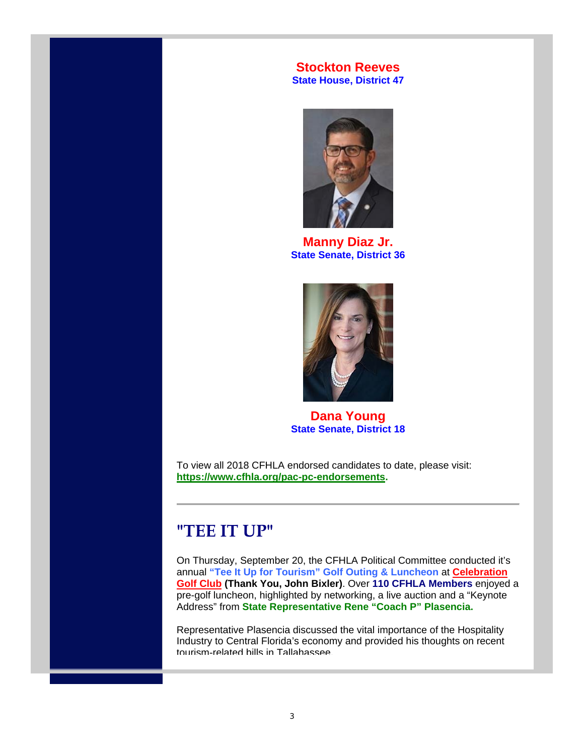**Stockton Reeves**
**State House, District 47**

**Manny Diaz Jr.**
**State Senate, District 36**

**Dana Young**
**State Senate, District 18**

To view all 2018 CFHLA endorsed candidates to date, please visit: **https://www.cfhla.org/pac-pc-endorsements.**

---

# "TEE IT UP"

On Thursday, September 20, the CFHLA Political Committee conducted it's annual **"Tee It Up for Tourism" Golf Outing & Luncheon** at **Celebration Golf Club** **(Thank You, John Bixler)**. Over **110 CFHLA Members** enjoyed a pre-golf luncheon, highlighted by networking, a live auction and a "Keynote Address" from **State Representative Rene "Coach P" Plasencia.**

Representative Plasencia discussed the vital importance of the Hospitality Industry to Central Florida's economy and provided his thoughts on recent tourism-related bills in Tallahassee.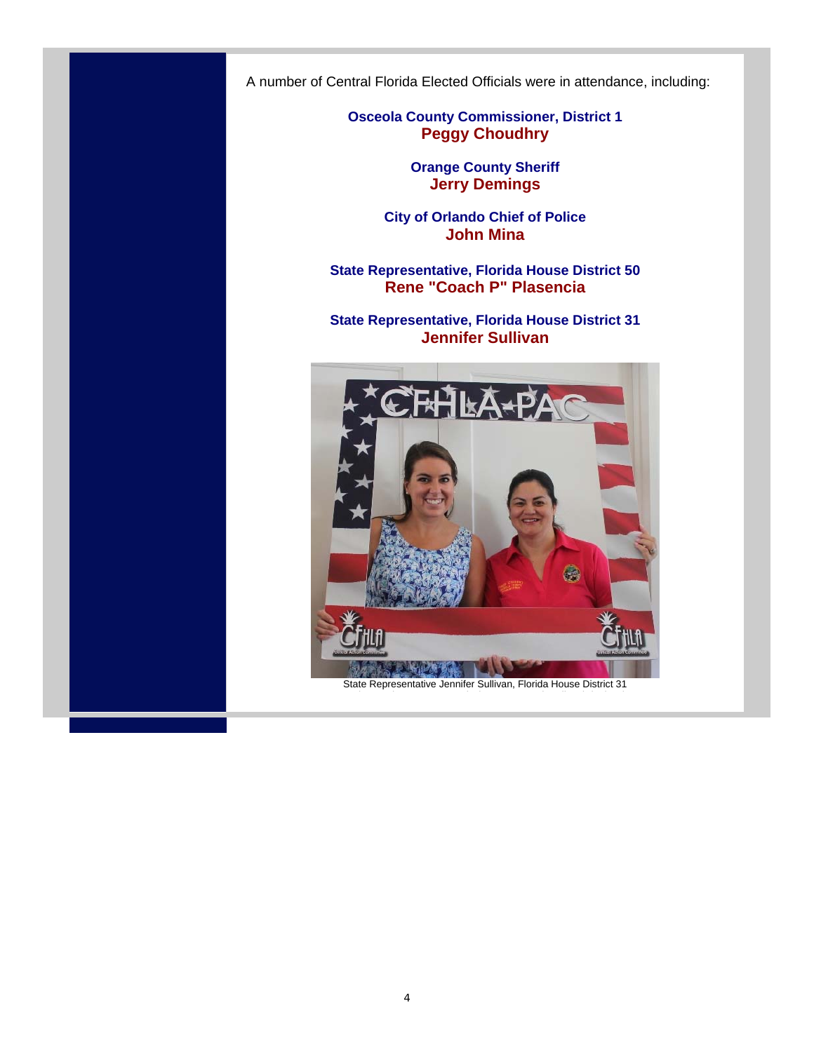A number of Central Florida Elected Officials were in attendance, including:

**Osceola County Commissioner, District 1**
**Peggy Choudhry**

**Orange County Sheriff**
**Jerry Demings**

**City of Orlando Chief of Police**
**John Mina**

**State Representative, Florida House District 50**
**Rene "Coach P" Plasencia**

**State Representative, Florida House District 31**
**Jennifer Sullivan**

State Representative Jennifer Sullivan, Florida House District 31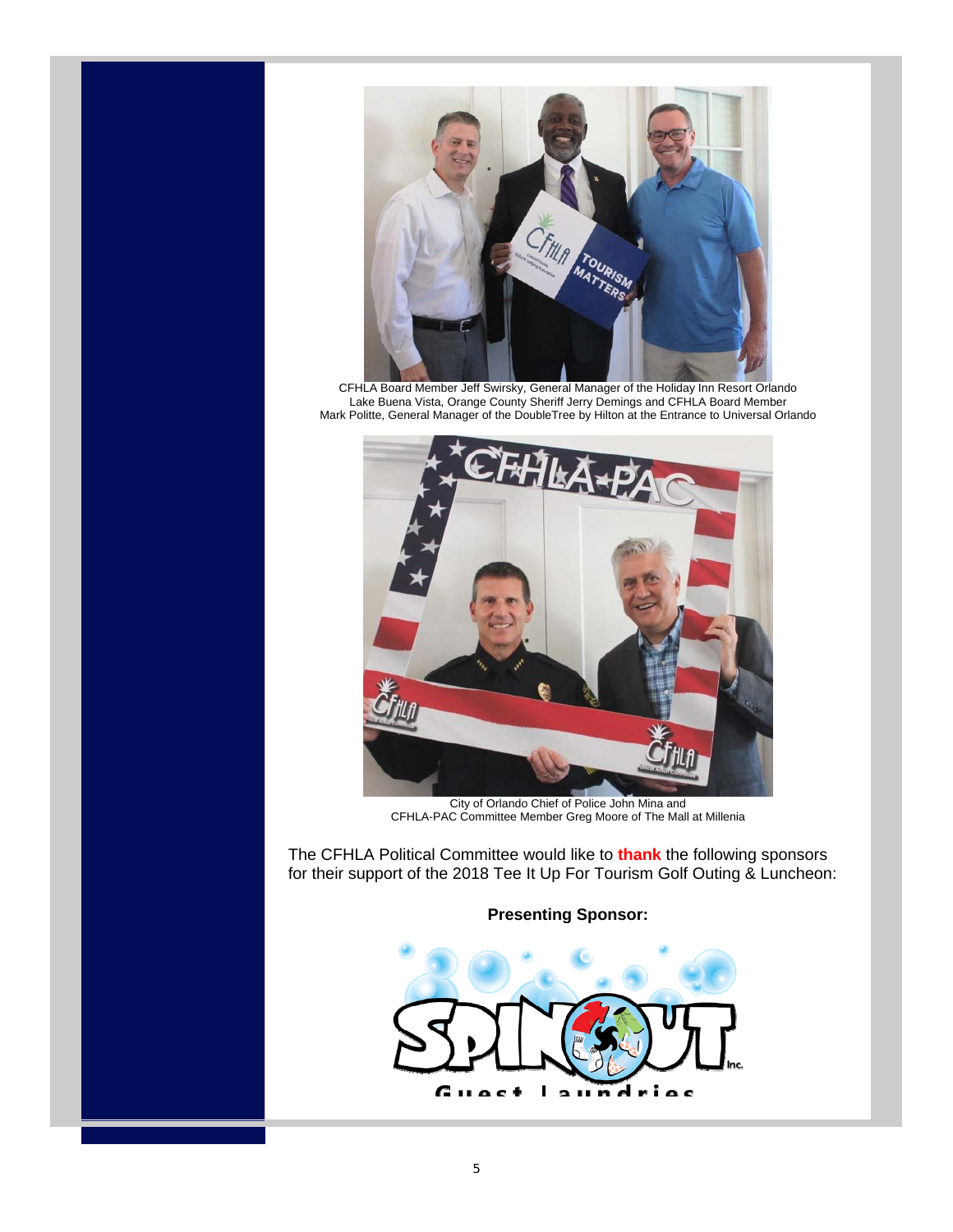CFHLA Board Member Jeff Swirsky, General Manager of the Holiday Inn Resort Orlando Lake Buena Vista, Orange County Sheriff Jerry Demings and CFHLA Board Member Mark Politte, General Manager of the DoubleTree by Hilton at the Entrance to Universal Orlando

City of Orlando Chief of Police John Mina and CFHLA-PAC Committee Member Greg Moore of The Mall at Millenia

The CFHLA Political Committee would like to **thank** the following sponsors for their support of the 2018 Tee It Up For Tourism Golf Outing & Luncheon:

**Presenting Sponsor:**

SPINOUT Inc. Guest Laundries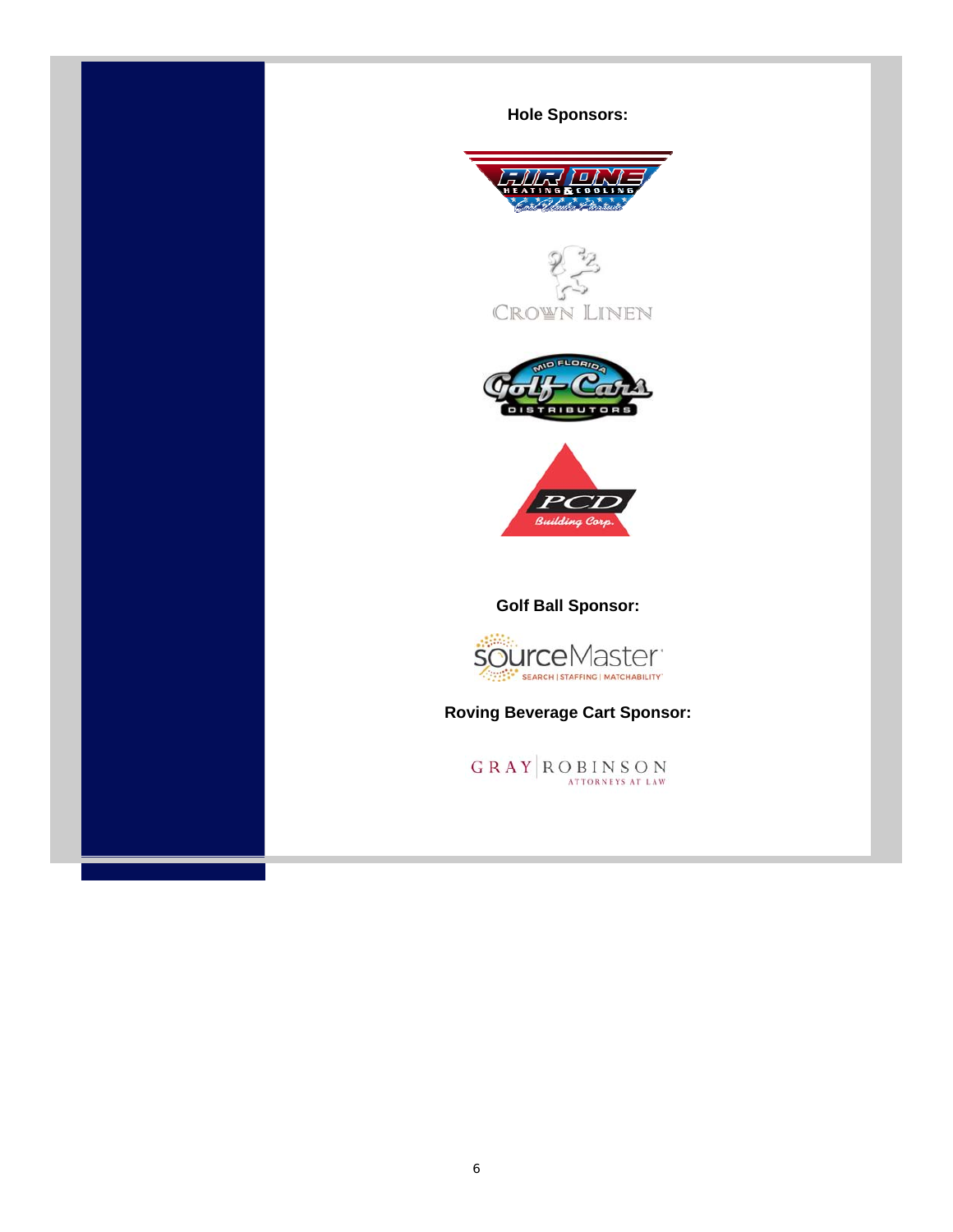**Hole Sponsors:**

AIR ONE HEATING & COOLING

CROWN LINEN

MID FLORIDA Golf-Cars DISTRIBUTORS

PCD Building Corp.

**Golf Ball Sponsor:**

sourceMaster SEARCH | STAFFING | MATCHABILITY

**Roving Beverage Cart Sponsor:**

GRAY | ROBINSON ATTORNEYS AT LAW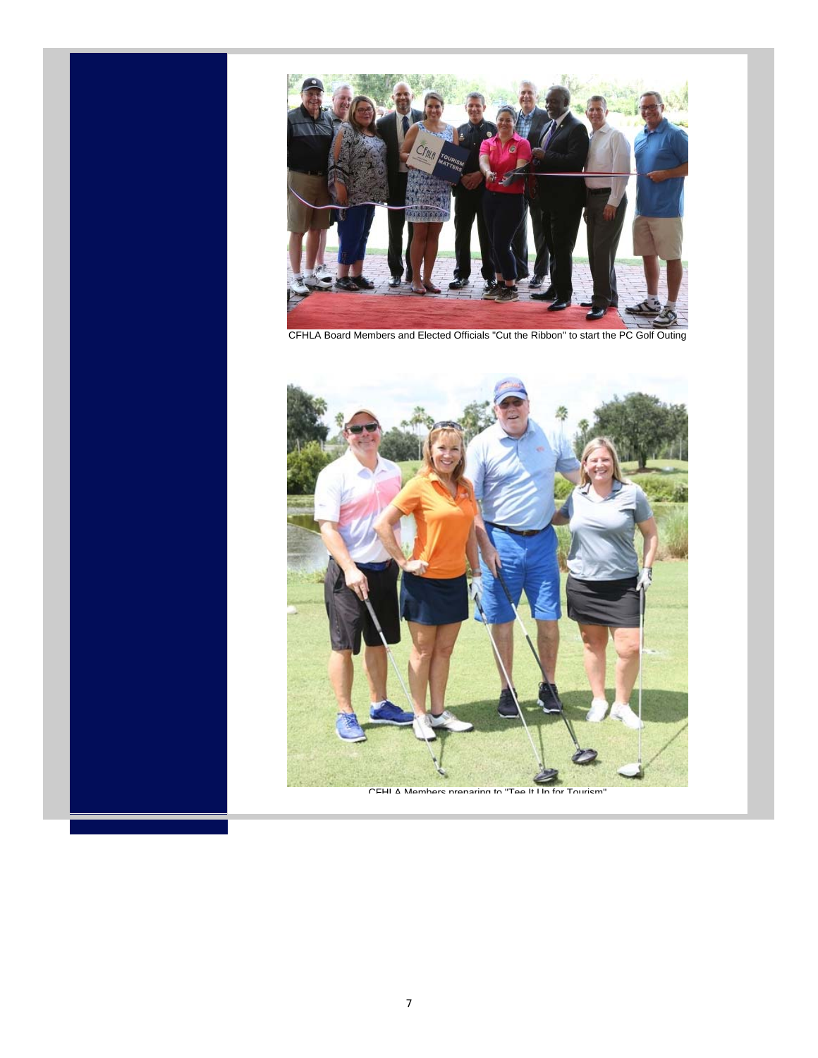CFHLA Board Members and Elected Officials "Cut the Ribbon" to start the PC Golf Outing

CFHLA Members preparing to "Tee It Up for Tourism"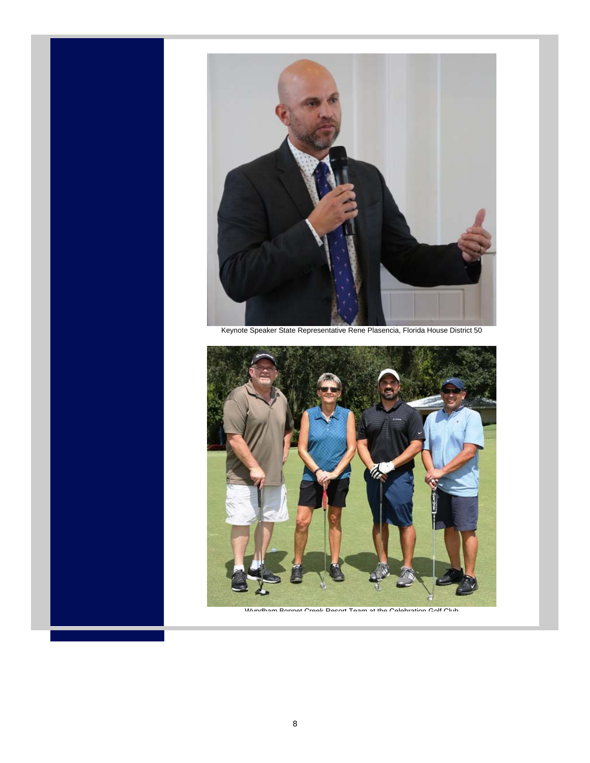Keynote Speaker State Representative Rene Plasencia, Florida House District 50

Wyndham Bonnet Creek Resort Team at the Celebration Golf Club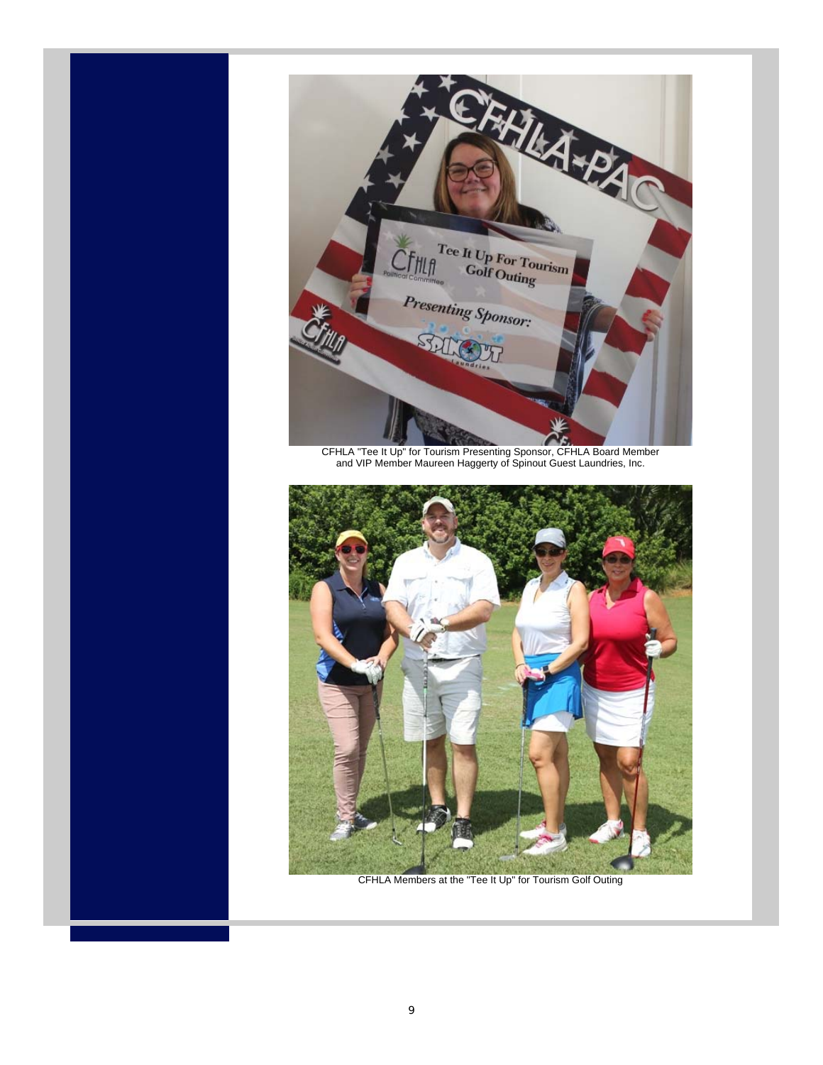CFHLA "Tee It Up" for Tourism Presenting Sponsor, CFHLA Board Member and VIP Member Maureen Haggerty of Spinout Guest Laundries, Inc.

CFHLA Members at the "Tee It Up" for Tourism Golf Outing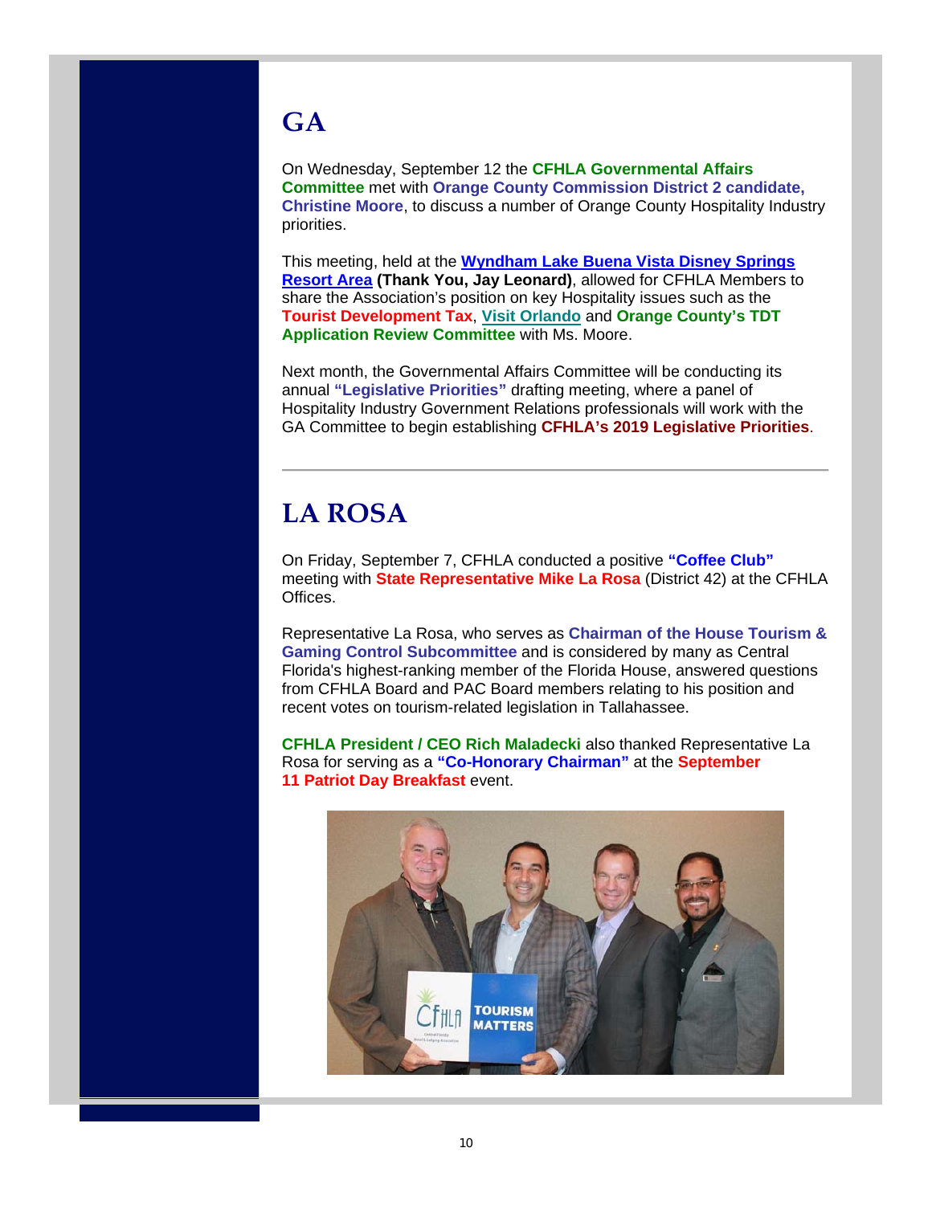# GA

On Wednesday, September 12 the **CFHLA Governmental Affairs Committee** met with **Orange County Commission District 2 candidate, Christine Moore**, to discuss a number of Orange County Hospitality Industry priorities.

This meeting, held at the **Wyndham Lake Buena Vista Disney Springs Resort Area** **(Thank You, Jay Leonard)**, allowed for CFHLA Members to share the Association's position on key Hospitality issues such as the **Tourist Development Tax**, **Visit Orlando** and **Orange County's TDT Application Review Committee** with Ms. Moore.

Next month, the Governmental Affairs Committee will be conducting its annual **"Legislative Priorities"** drafting meeting, where a panel of Hospitality Industry Government Relations professionals will work with the GA Committee to begin establishing **CFHLA's 2019 Legislative Priorities**.

---

# LA ROSA

On Friday, September 7, CFHLA conducted a positive **"Coffee Club"** meeting with **State Representative Mike La Rosa** (District 42) at the CFHLA Offices.

Representative La Rosa, who serves as **Chairman of the House Tourism & Gaming Control Subcommittee** and is considered by many as Central Florida's highest-ranking member of the Florida House, answered questions from CFHLA Board and PAC Board members relating to his position and recent votes on tourism-related legislation in Tallahassee.

**CFHLA President / CEO Rich Maladecki** also thanked Representative La Rosa for serving as a **"Co-Honorary Chairman"** at the **September 11 Patriot Day Breakfast** event.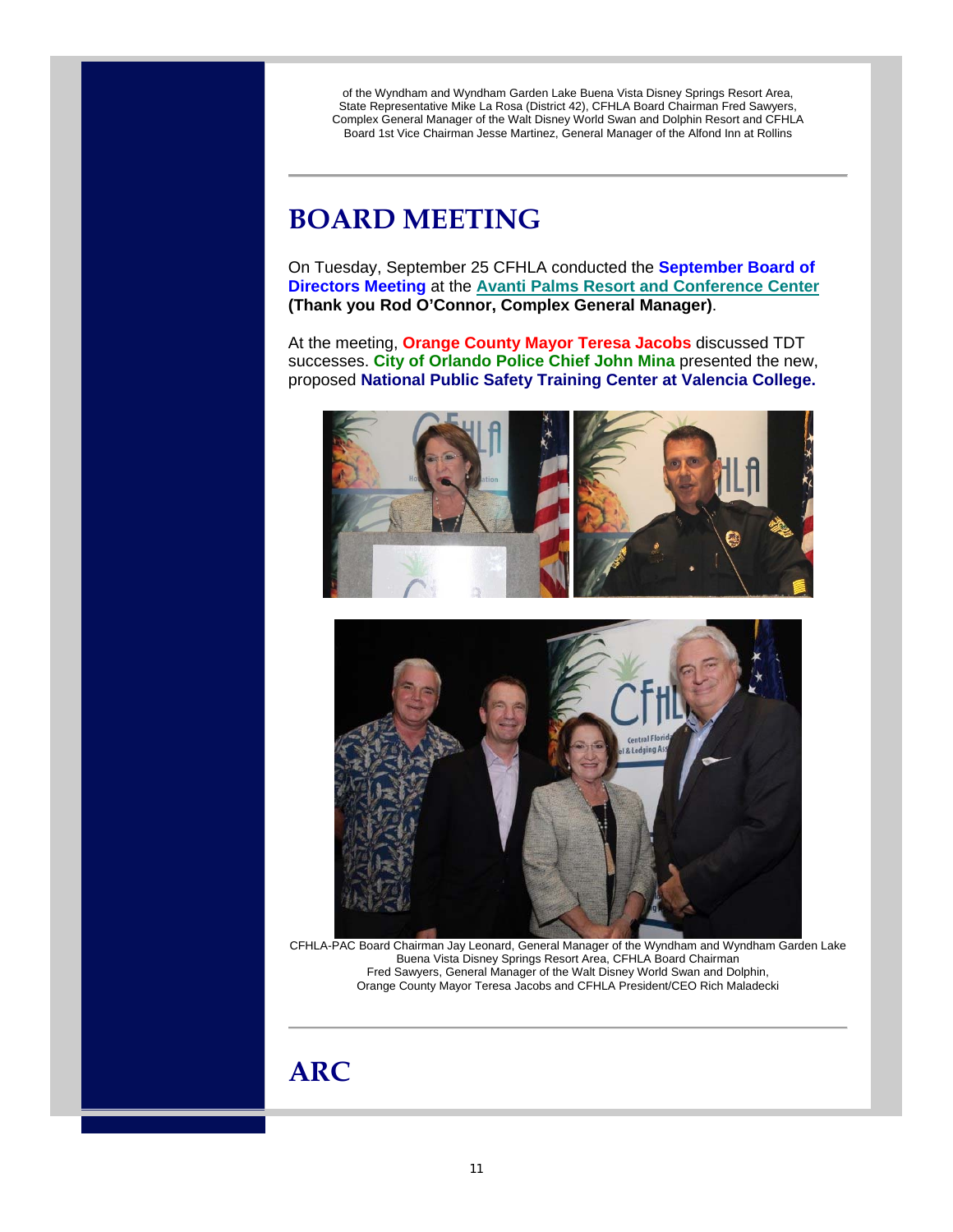of the Wyndham and Wyndham Garden Lake Buena Vista Disney Springs Resort Area, State Representative Mike La Rosa (District 42), CFHLA Board Chairman Fred Sawyers, Complex General Manager of the Walt Disney World Swan and Dolphin Resort and CFHLA Board 1st Vice Chairman Jesse Martinez, General Manager of the Alfond Inn at Rollins

## BOARD MEETING

On Tuesday, September 25 CFHLA conducted the **September Board of Directors Meeting** at the **Avanti Palms Resort and Conference Center** **(Thank you Rod O'Connor, Complex General Manager)**.

At the meeting, **Orange County Mayor Teresa Jacobs** discussed TDT successes. **City of Orlando Police Chief John Mina** presented the new, proposed **National Public Safety Training Center at Valencia College.**

CFHLA-PAC Board Chairman Jay Leonard, General Manager of the Wyndham and Wyndham Garden Lake Buena Vista Disney Springs Resort Area, CFHLA Board Chairman Fred Sawyers, General Manager of the Walt Disney World Swan and Dolphin, Orange County Mayor Teresa Jacobs and CFHLA President/CEO Rich Maladecki

## ARC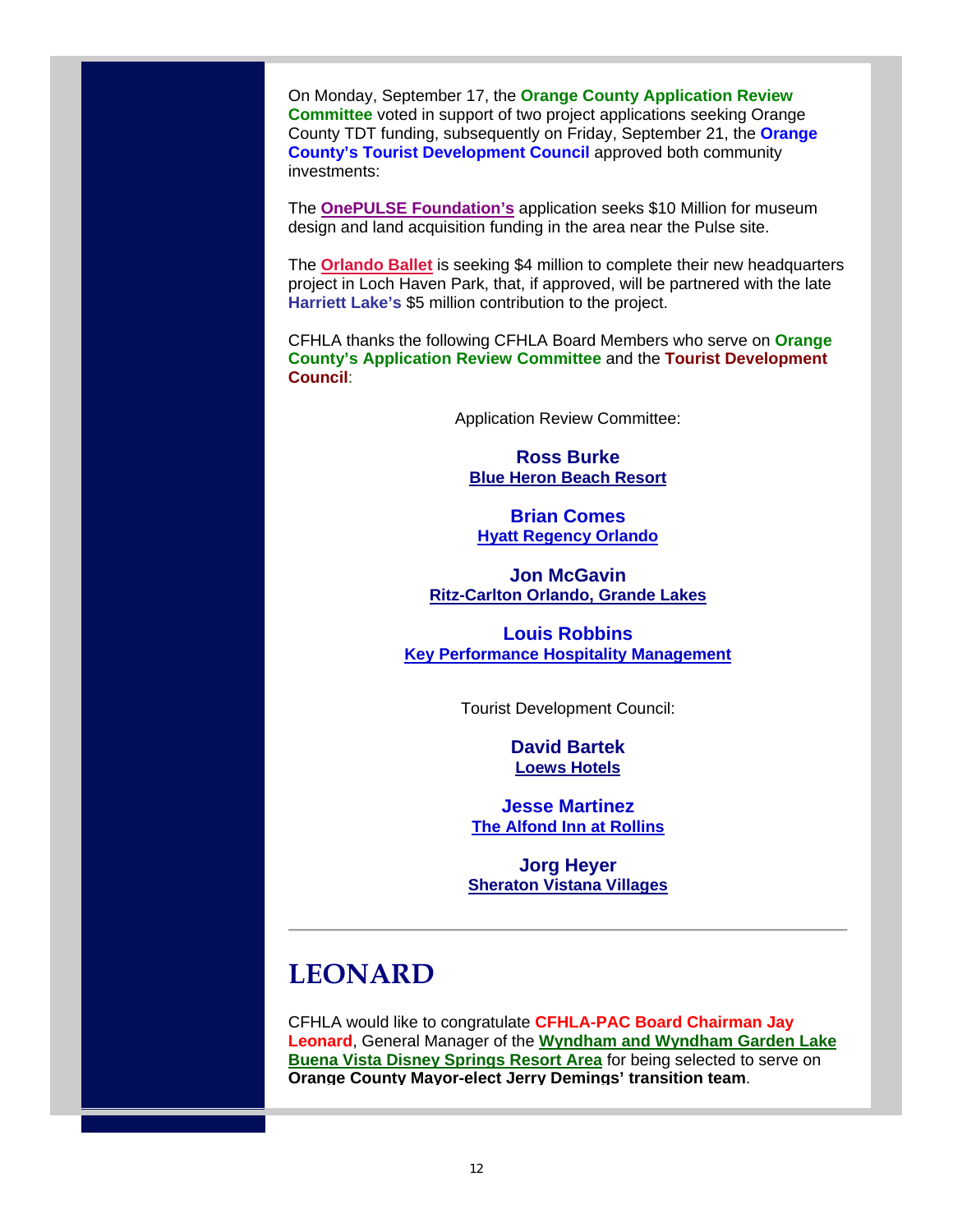On Monday, September 17, the **Orange County Application Review Committee** voted in support of two project applications seeking Orange County TDT funding, subsequently on Friday, September 21, the **Orange County's Tourist Development Council** approved both community investments:

The **OnePULSE Foundation's** application seeks $10 Million for museum design and land acquisition funding in the area near the Pulse site.

The **Orlando Ballet** is seeking $4 million to complete their new headquarters project in Loch Haven Park, that, if approved, will be partnered with the late **Harriett Lake's** $5 million contribution to the project.

CFHLA thanks the following CFHLA Board Members who serve on **Orange County's Application Review Committee** and the **Tourist Development Council**:

Application Review Committee:

**Ross Burke**
**Blue Heron Beach Resort**

**Brian Comes**
**Hyatt Regency Orlando**

**Jon McGavin**
**Ritz-Carlton Orlando, Grande Lakes**

**Louis Robbins**
**Key Performance Hospitality Management**

Tourist Development Council:

**David Bartek**
**Loews Hotels**

**Jesse Martinez**
**The Alfond Inn at Rollins**

**Jorg Heyer**
**Sheraton Vistana Villages**

---

# LEONARD

CFHLA would like to congratulate **CFHLA-PAC Board Chairman Jay Leonard**, General Manager of the **Wyndham and Wyndham Garden Lake Buena Vista Disney Springs Resort Area** for being selected to serve on **Orange County Mayor-elect Jerry Demings' transition team**.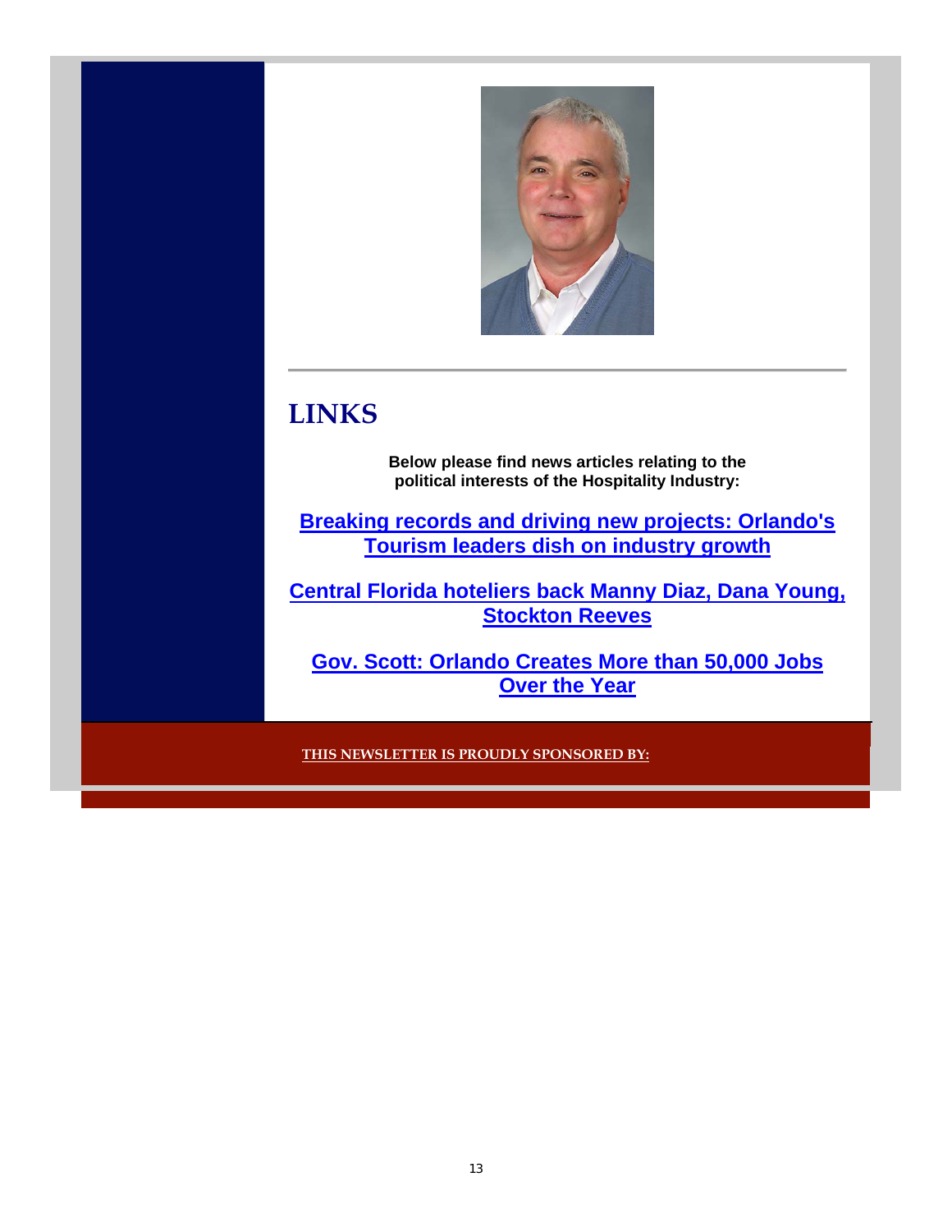## LINKS

**Below please find news articles relating to the political interests of the Hospitality Industry:**

**Breaking records and driving new projects: Orlando's Tourism leaders dish on industry growth**

**Central Florida hoteliers back Manny Diaz, Dana Young, Stockton Reeves**

**Gov. Scott: Orlando Creates More than 50,000 Jobs Over the Year**

**THIS NEWSLETTER IS PROUDLY SPONSORED BY:**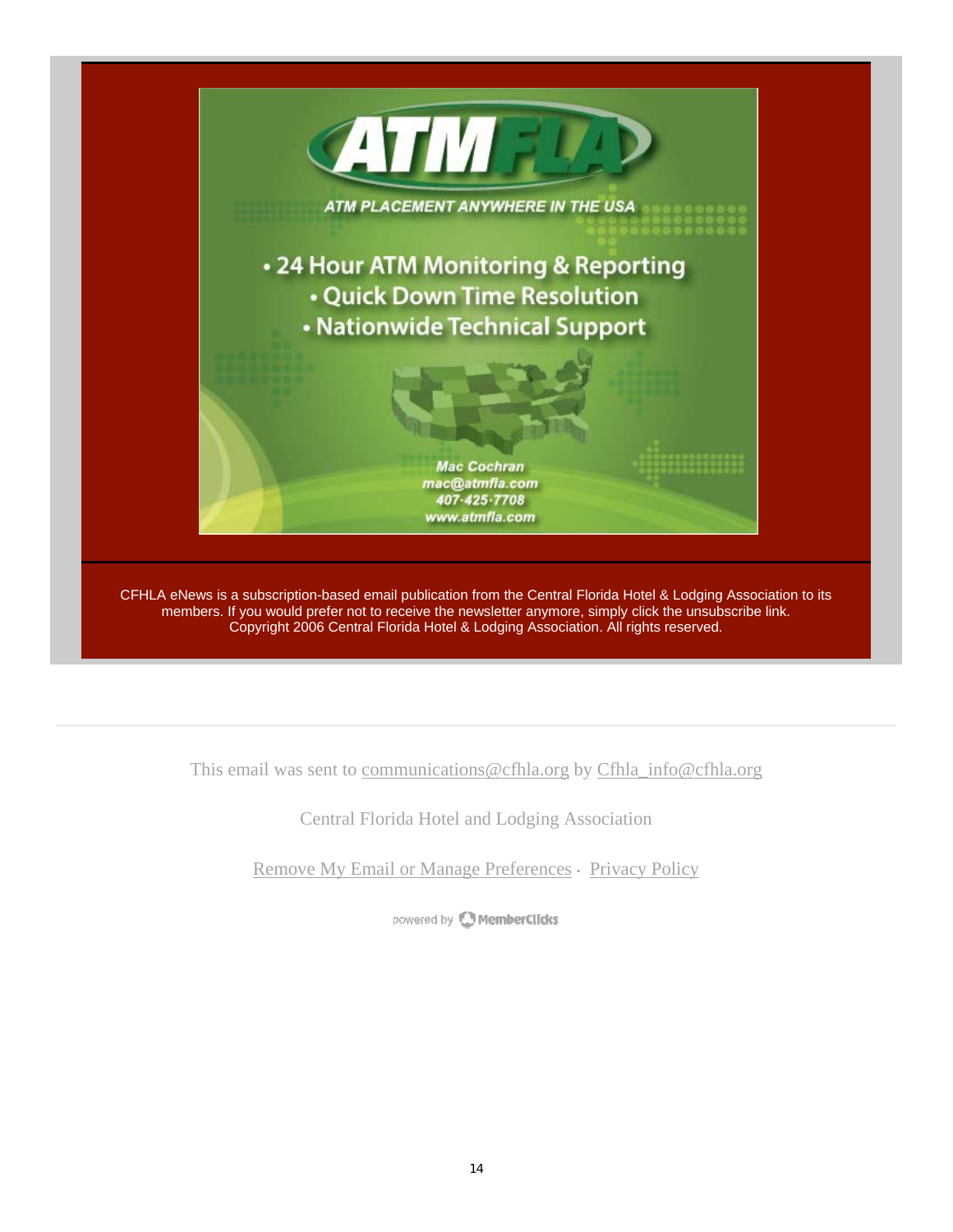ATMFLA

ATM PLACEMENT ANYWHERE IN THE USA

- 24 Hour ATM Monitoring & Reporting
- Quick Down Time Resolution
- Nationwide Technical Support

Mac Cochran
mac@atmfla.com
407-425-7708
www.atmfla.com

CFHLA eNews is a subscription-based email publication from the Central Florida Hotel & Lodging Association to its members. If you would prefer not to receive the newsletter anymore, simply click the unsubscribe link.
Copyright 2006 Central Florida Hotel & Lodging Association. All rights reserved.

---

This email was sent to communications@cfhla.org by Cfhla_info@cfhla.org

Central Florida Hotel and Lodging Association

Remove My Email or Manage Preferences · Privacy Policy

powered by MemberClicks